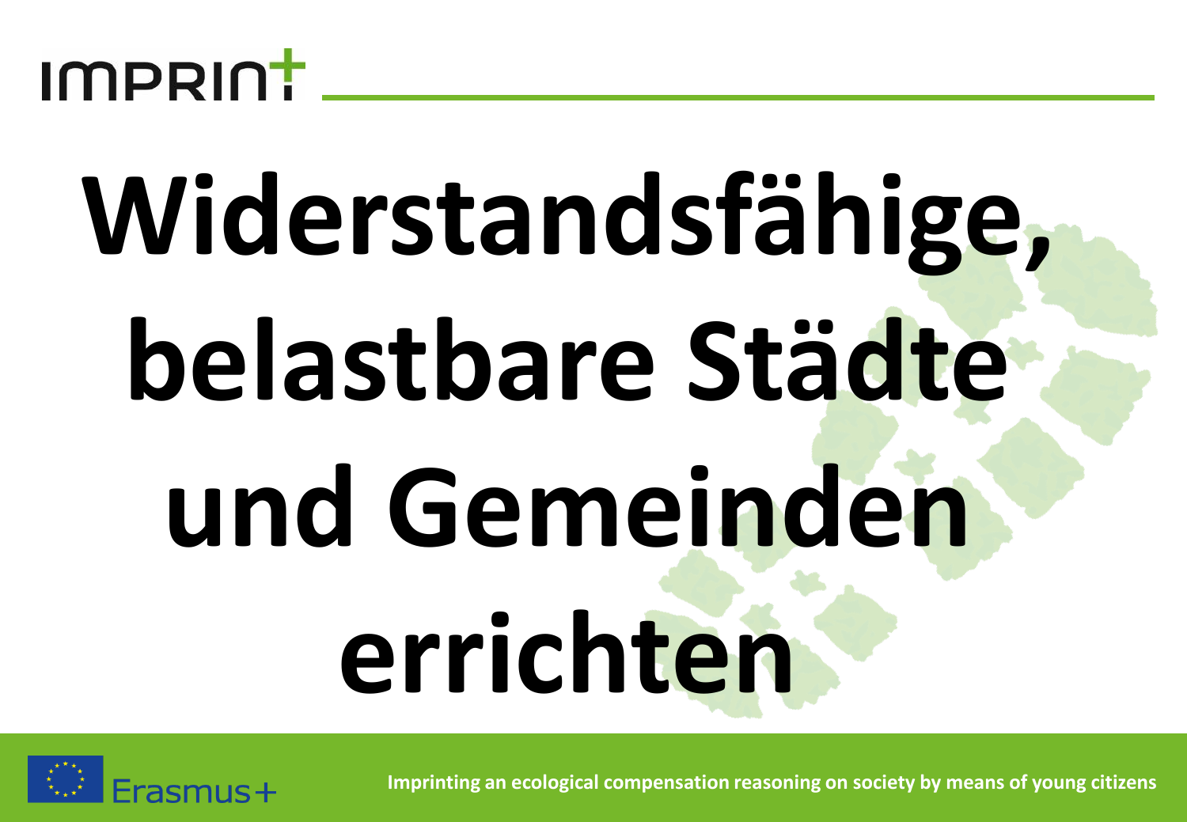IMPRINT

# Widerstandsfähige, belastbare Städte und Gemeinden errichten

Erasmus+

Imprinting an ecological compensation reasoning on society by means of young citizens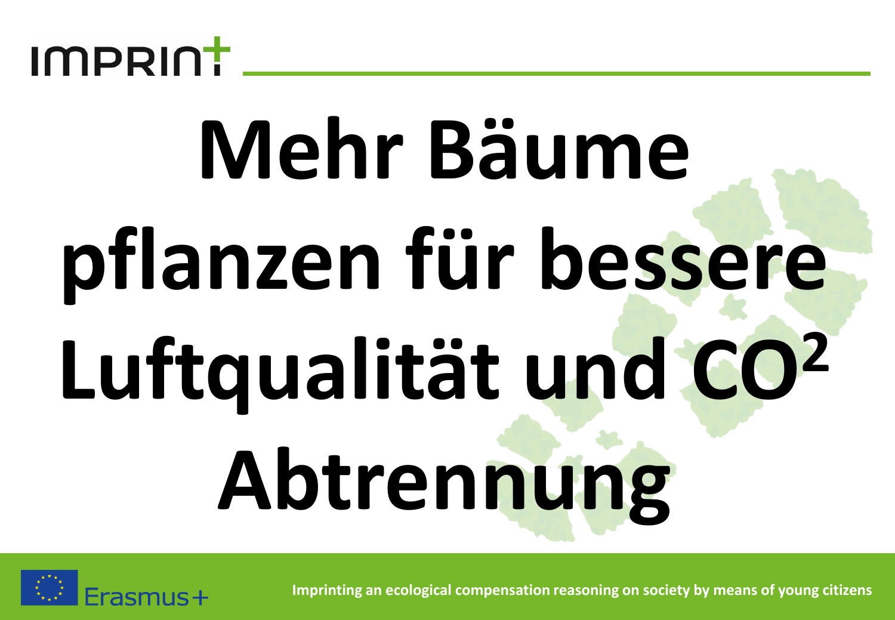# Mehr Bäume pflanzen für bessere Luftqualität und $CO^2$ Abtrennung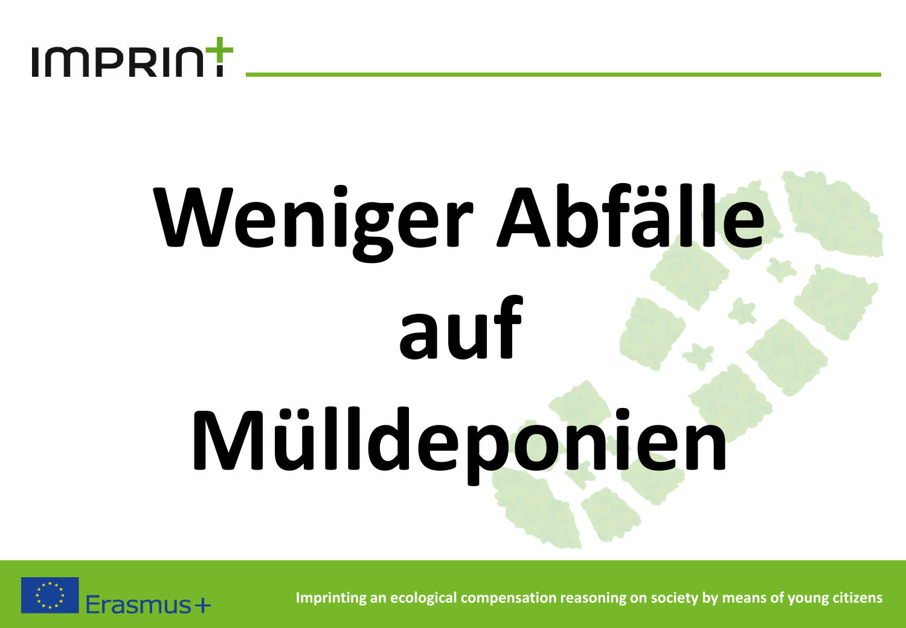# Weniger Abfälle auf Mülldeponien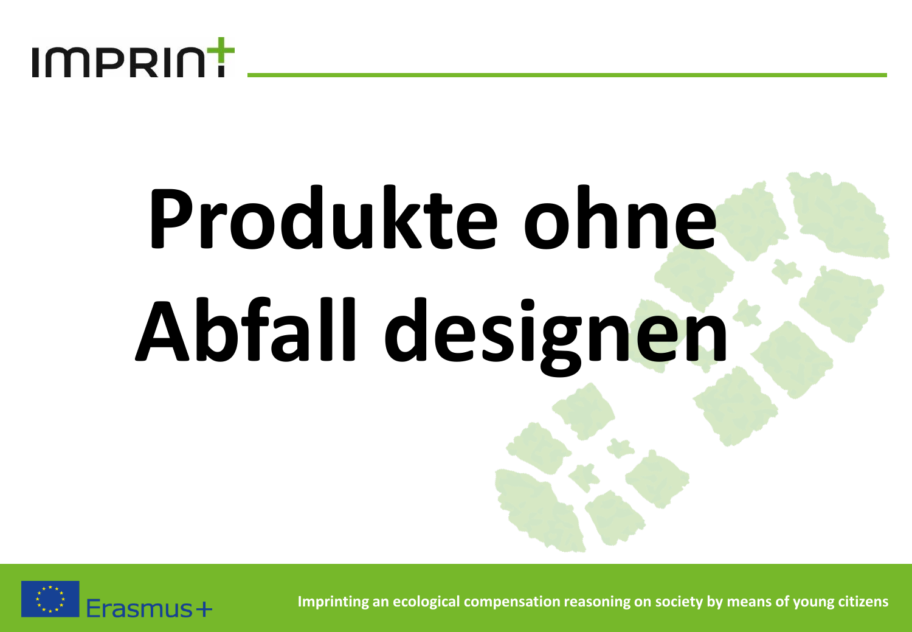# Produkte ohne Abfall designen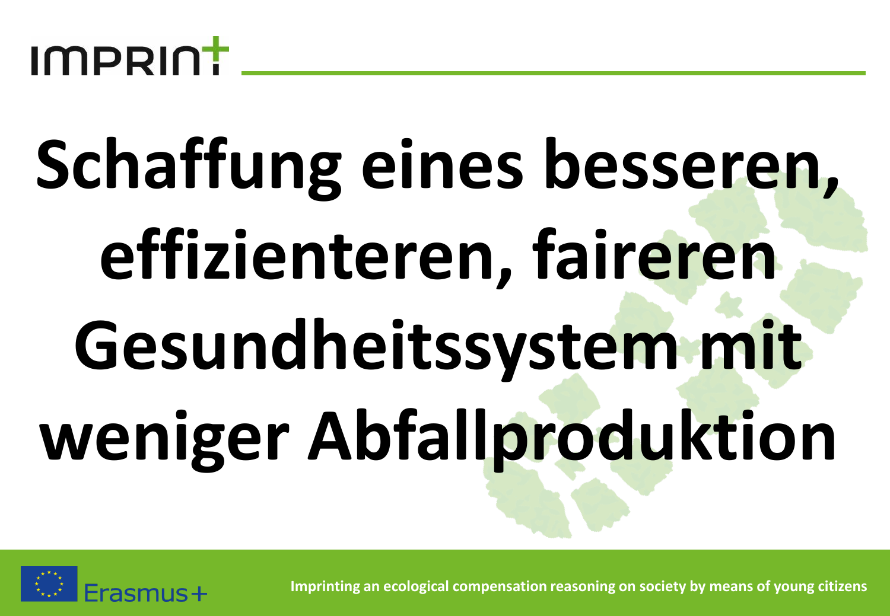# Schaffung eines besseren, effizienteren, faireren Gesundheitssystem mit weniger Abfallproduktion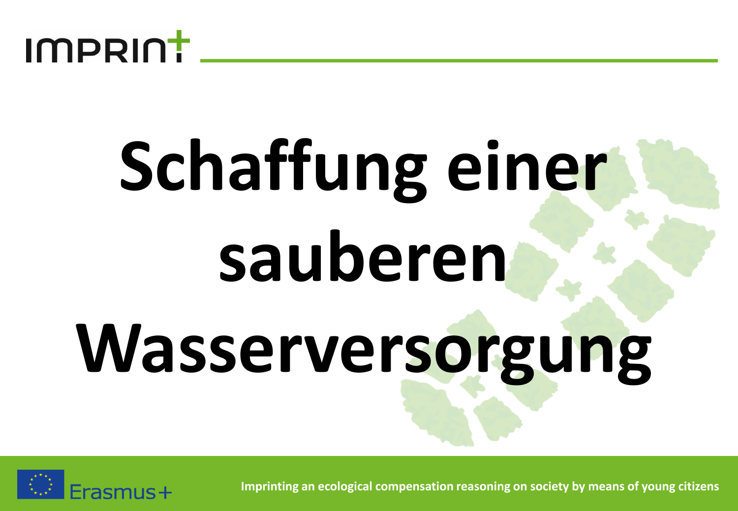# Schaffung einer sauberen Wasserversorgung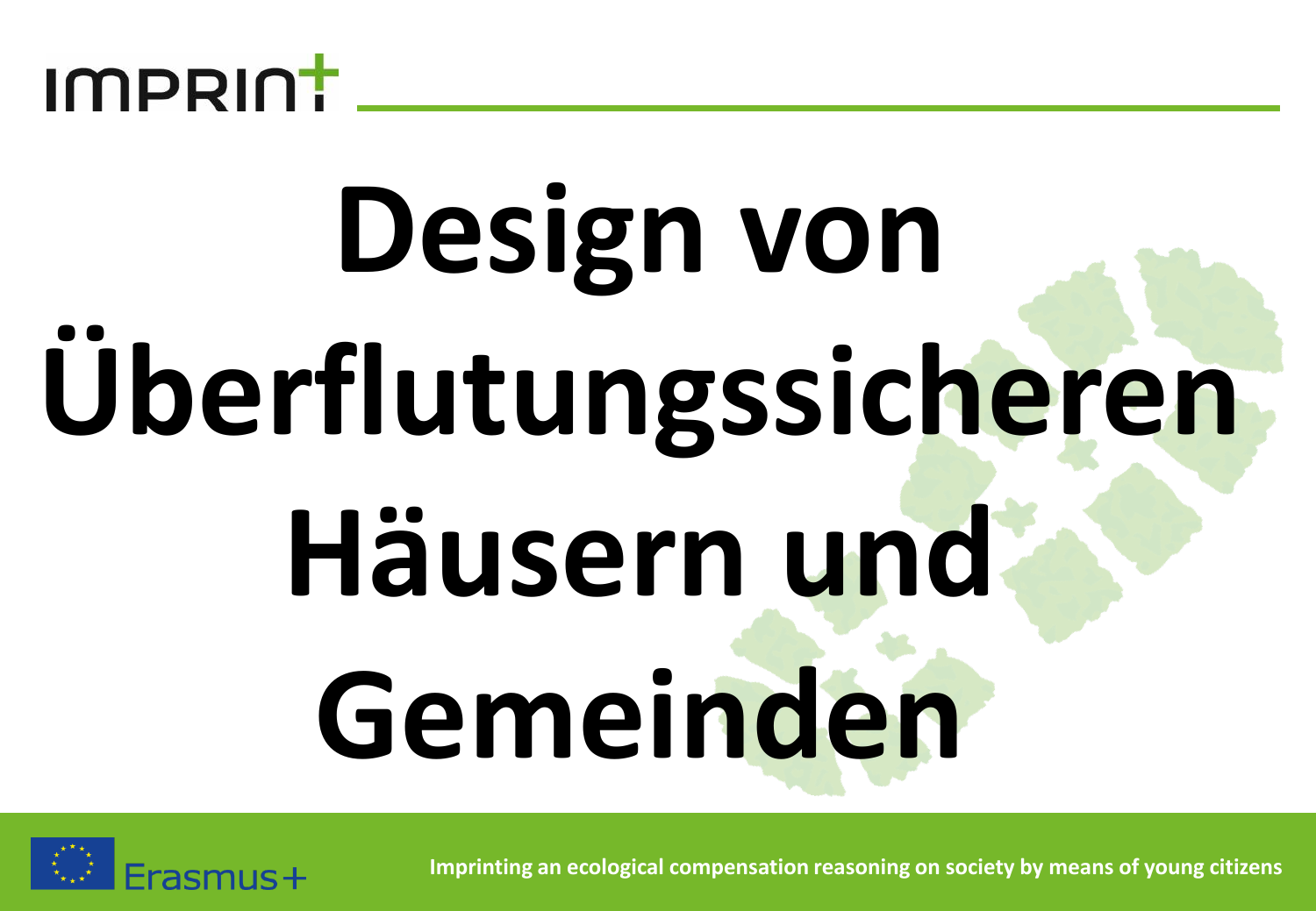# Design von Überflutungssicheren Häusern und Gemeinden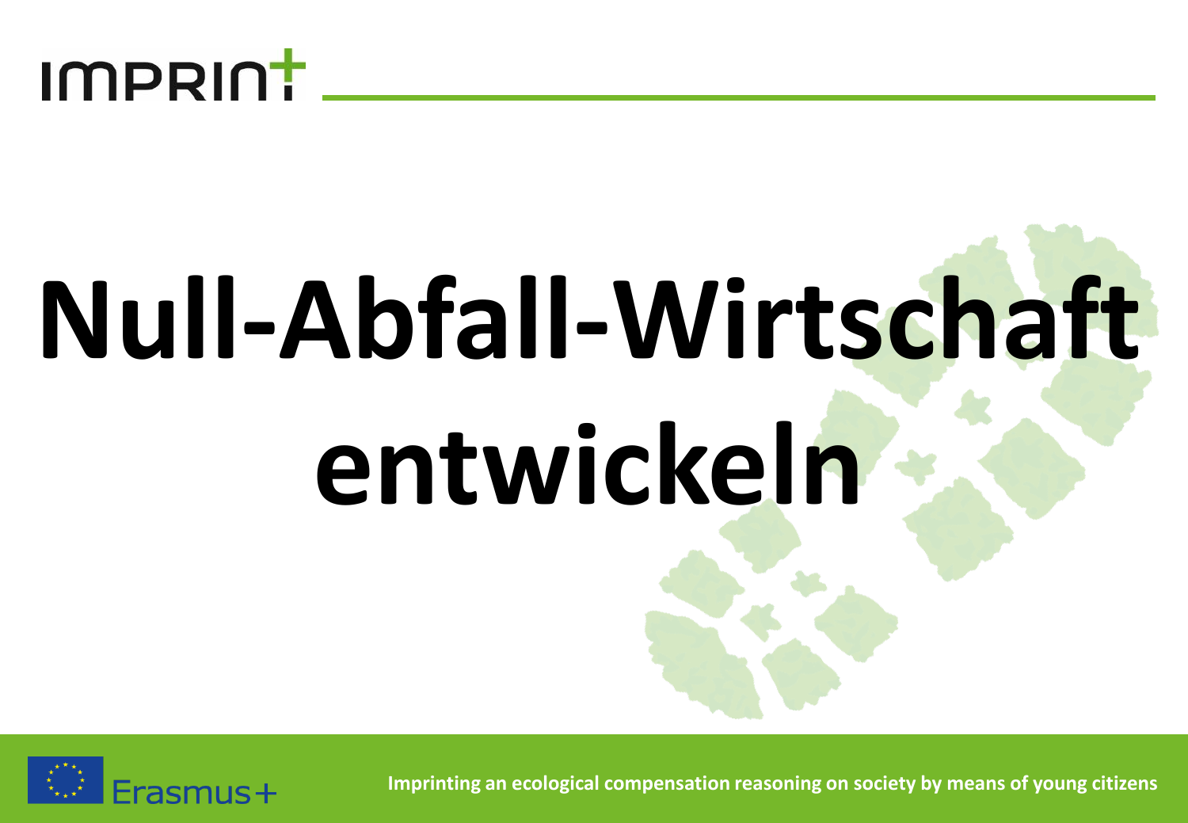# Null-Abfall-Wirtschaft entwickeln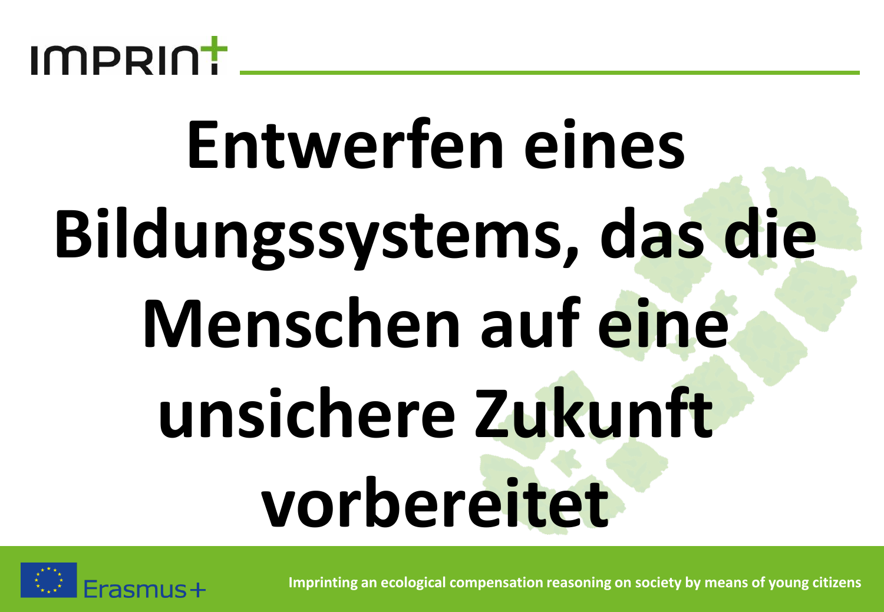# Entwerfen eines Bildungssystems, das die Menschen auf eine unsichere Zukunft vorbereitet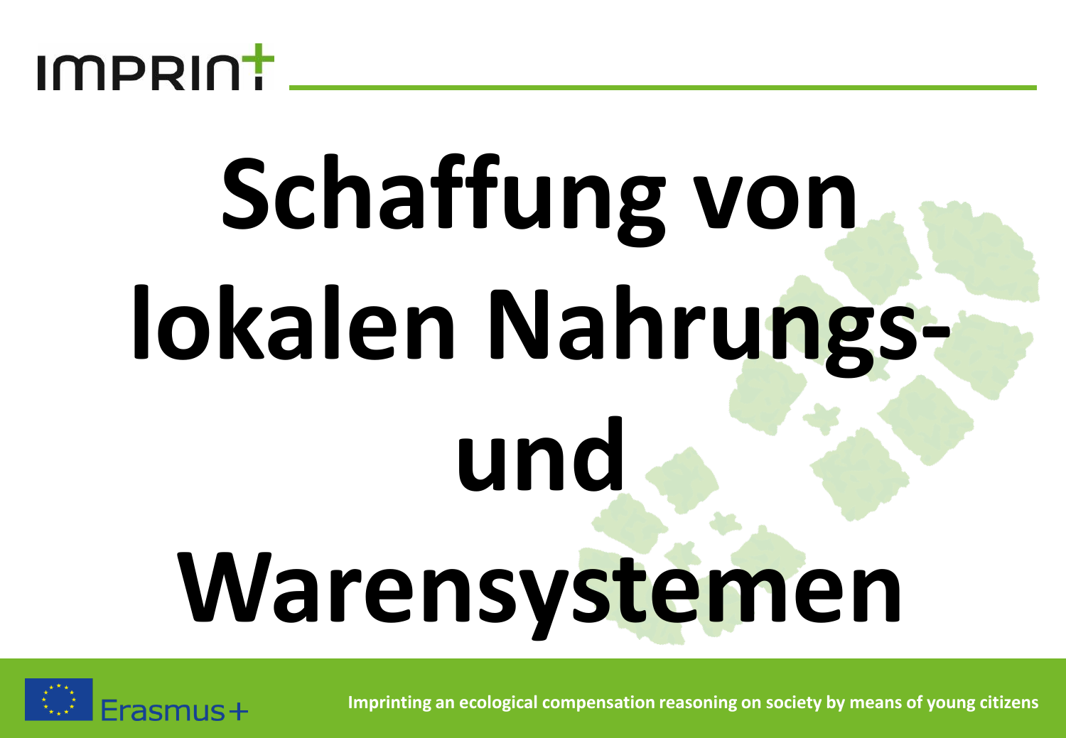# Schaffung von lokalen Nahrungs- und Warensystemen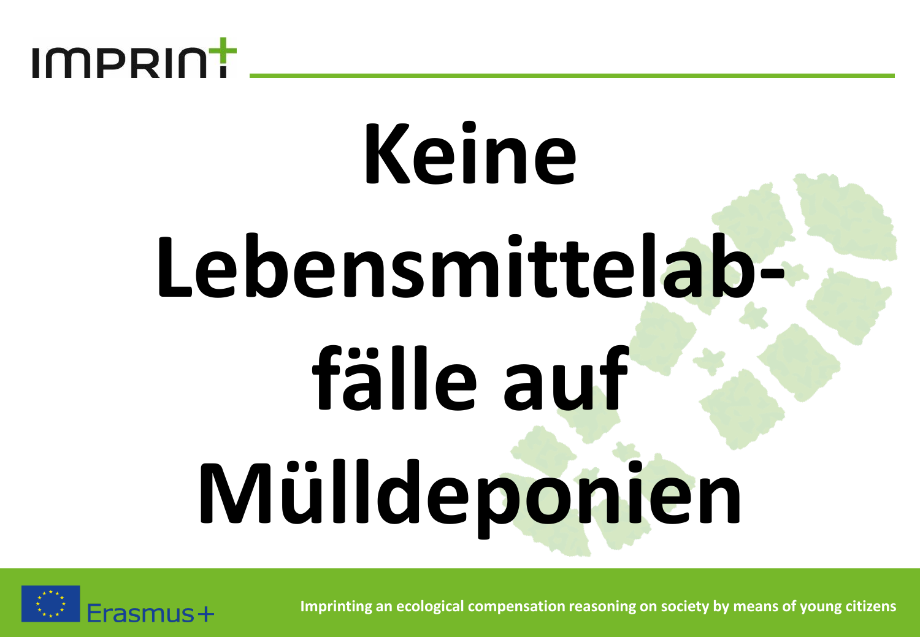# Keine Lebensmittelab-fälle auf Mülldeponien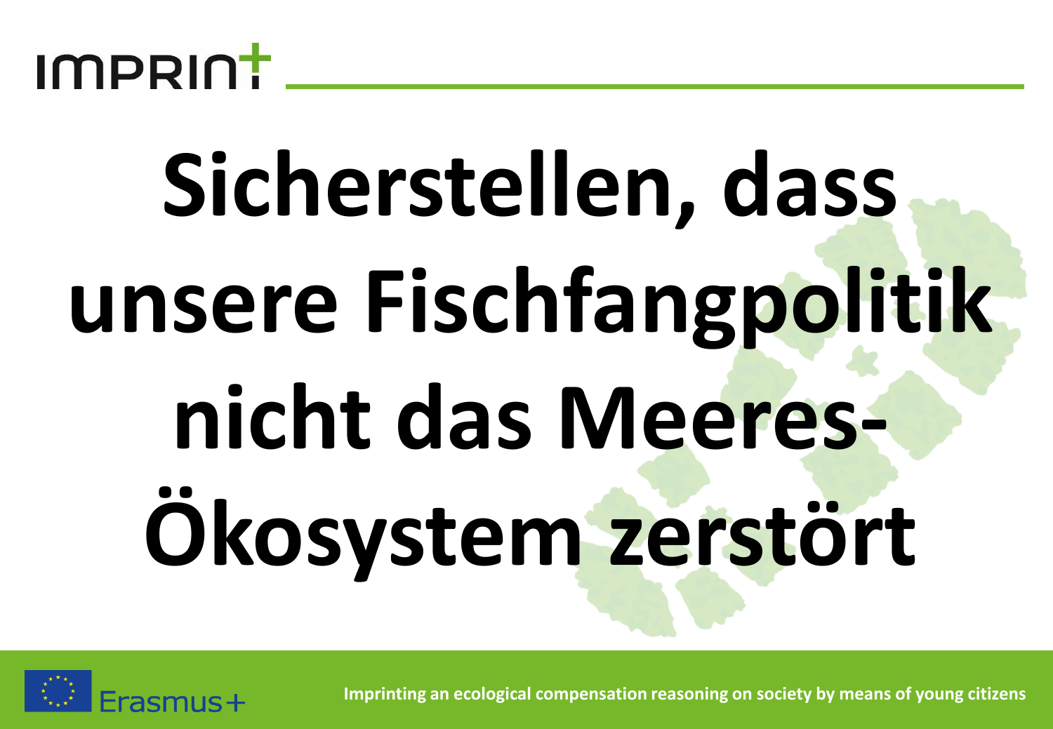IMPRINT+

# Sicherstellen, dass unsere Fischfangpolitik nicht das Meeres-Ökosystem zerstört

Erasmus+

Imprinting an ecological compensation reasoning on society by means of young citizens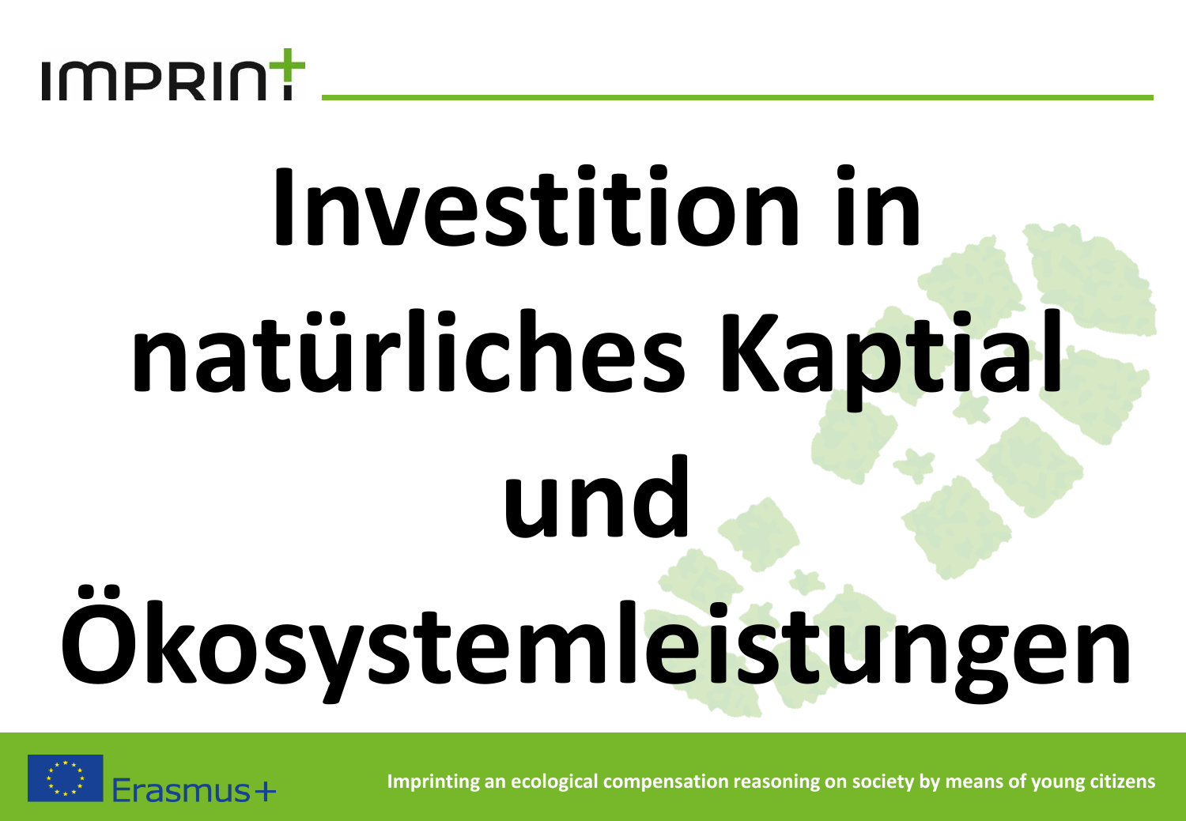# Investition in natürliches Kaptial und Ökosystemleistungen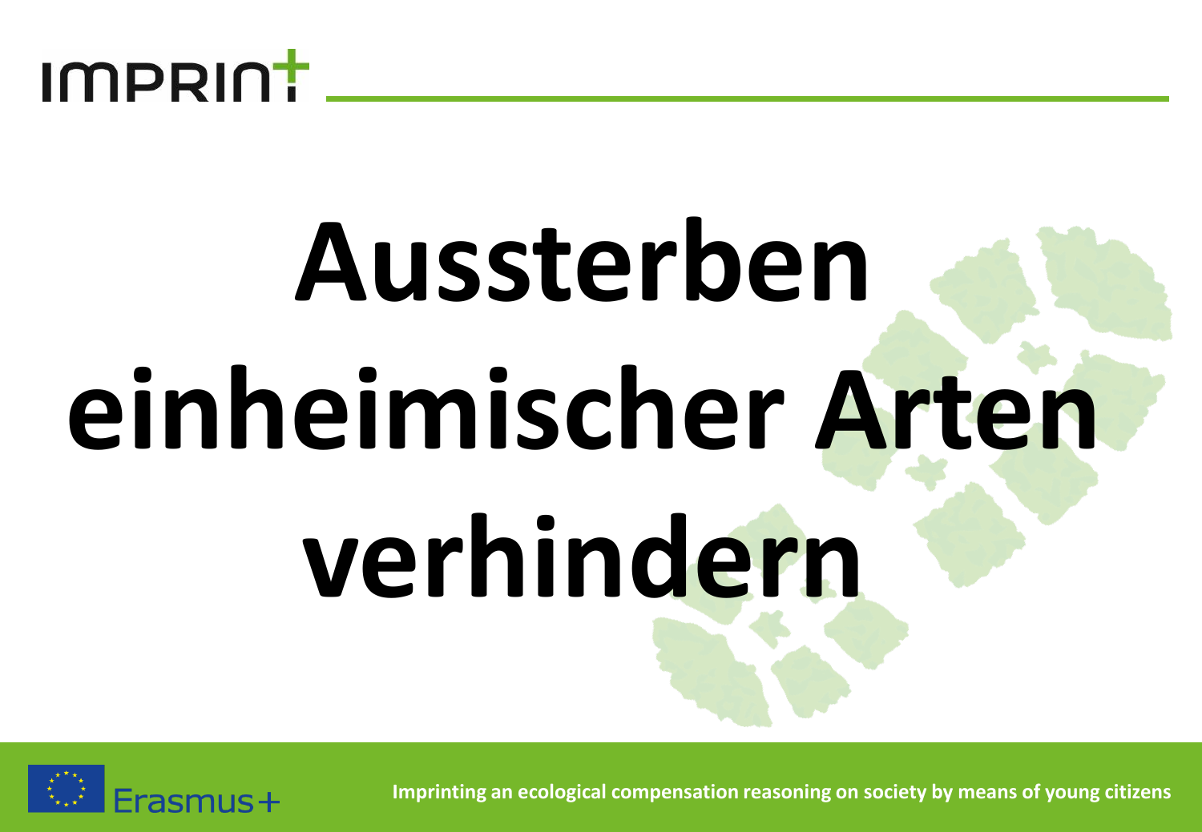# Aussterben einheimischer Arten verhindern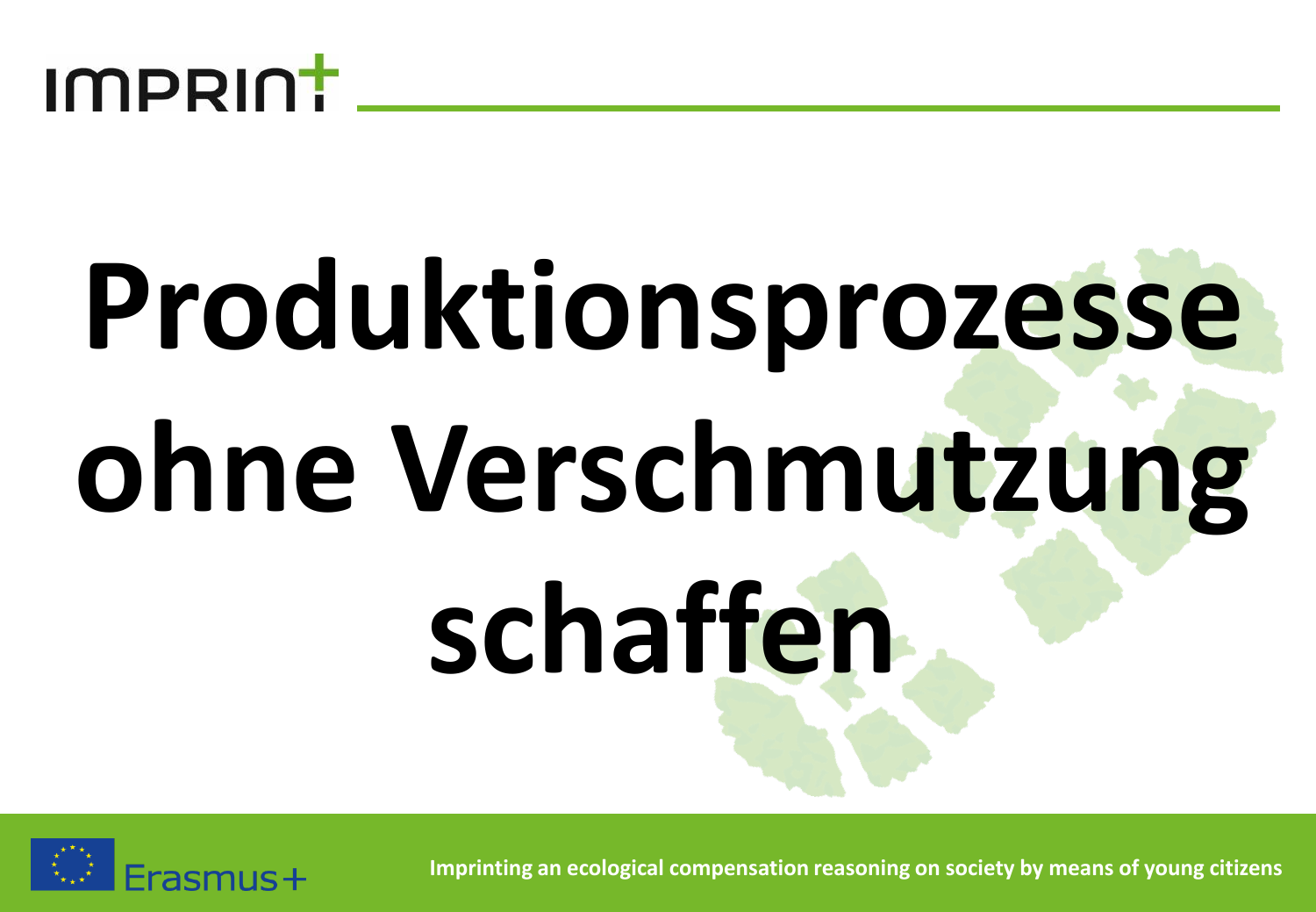# Produktionsprozesse ohne Verschmutzung schaffen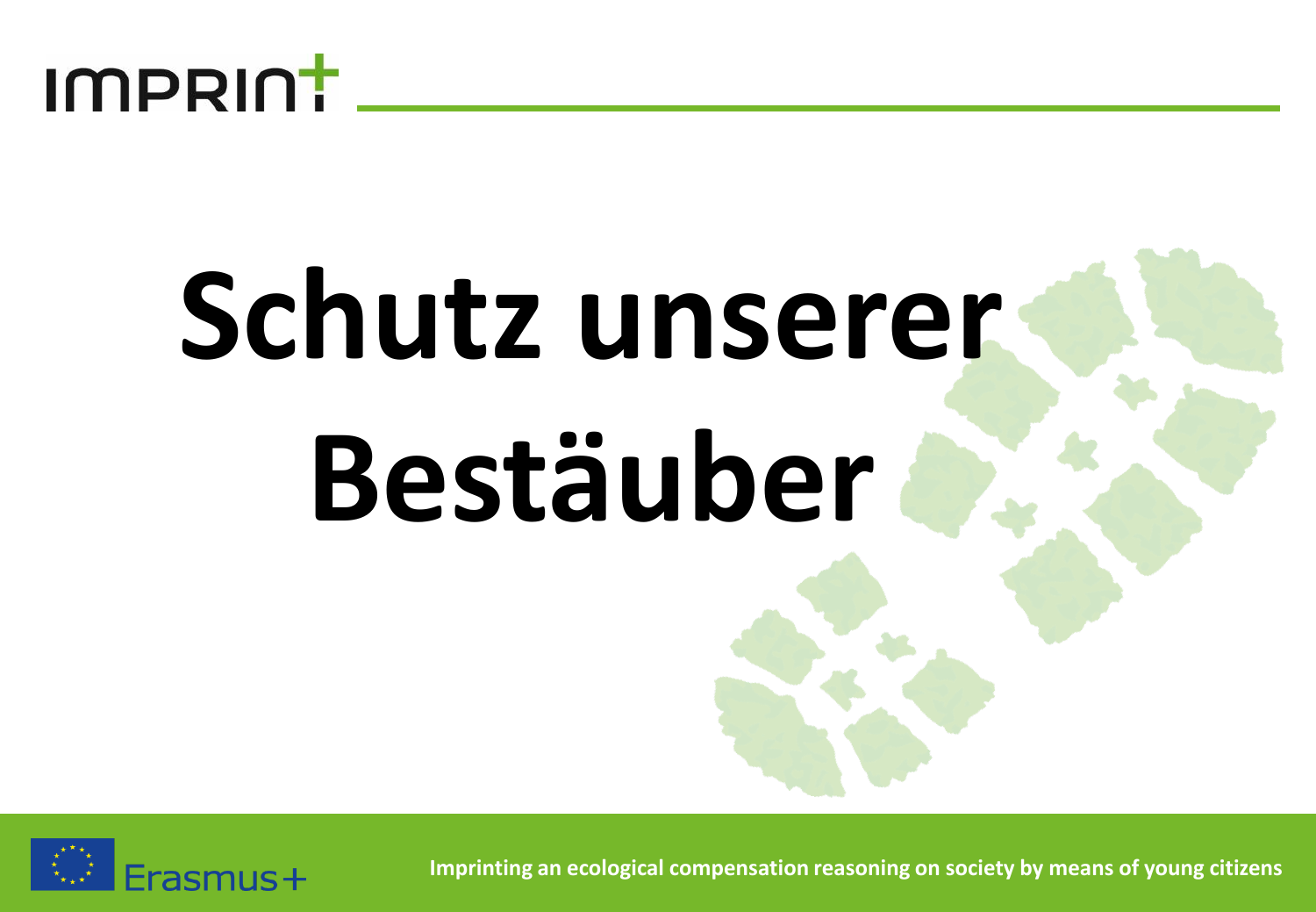# Schutz unserer Bestäuber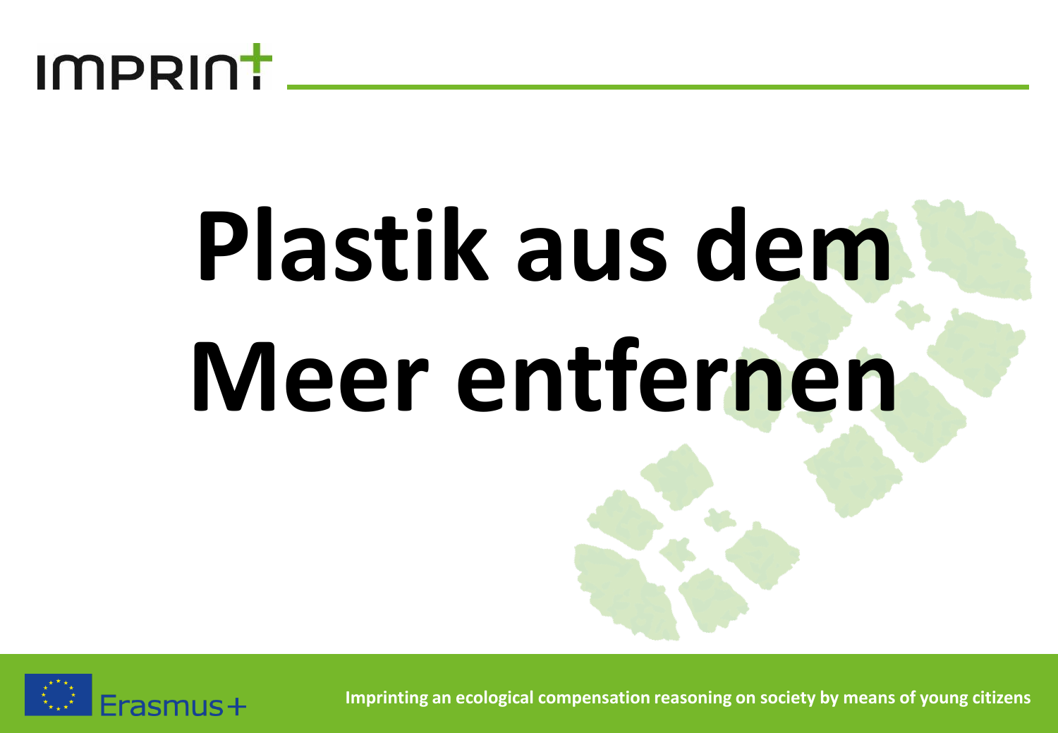# Plastik aus dem Meer entfernen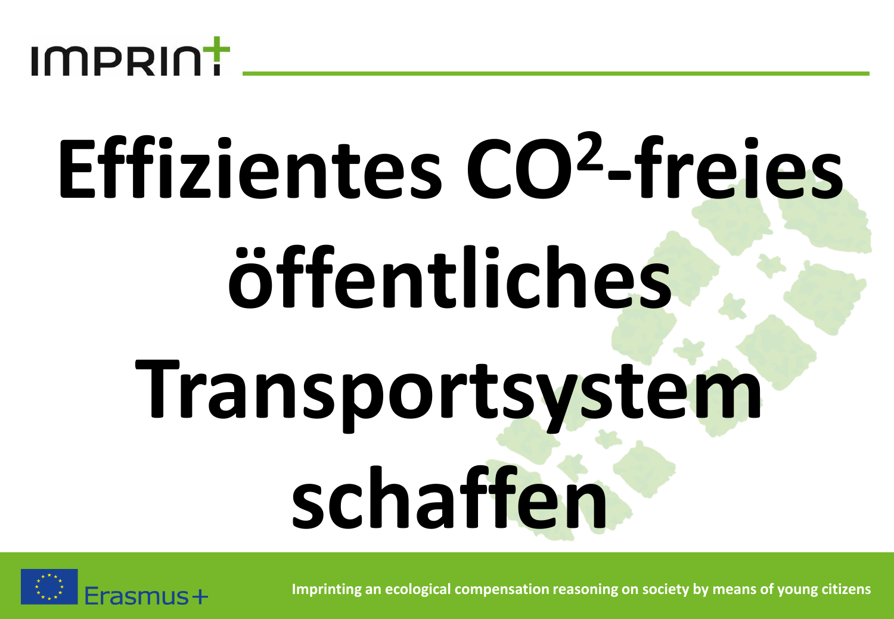# Effizientes $CO^2$-freies öffentliches Transportsystem schaffen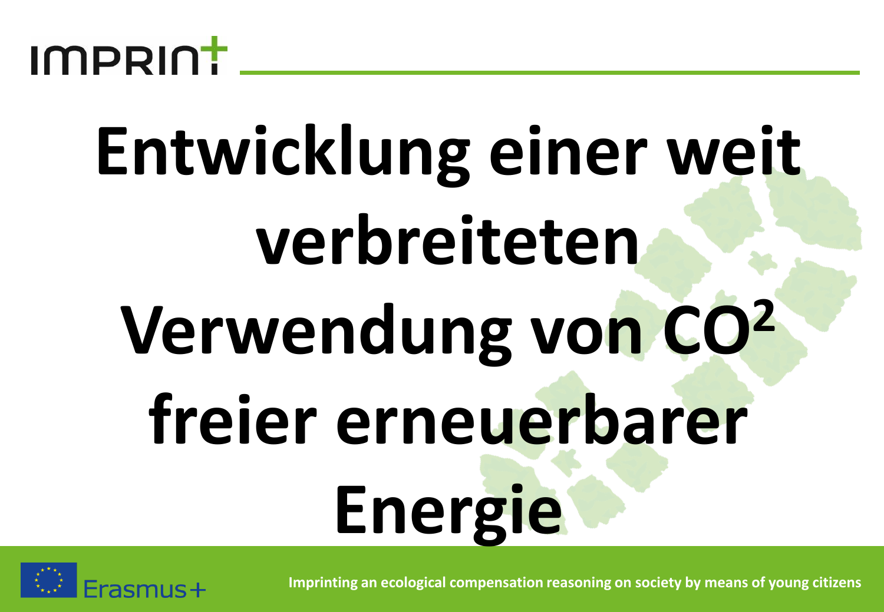# Entwicklung einer weit verbreiteten Verwendung von $CO^2$ freier erneuerbarer Energie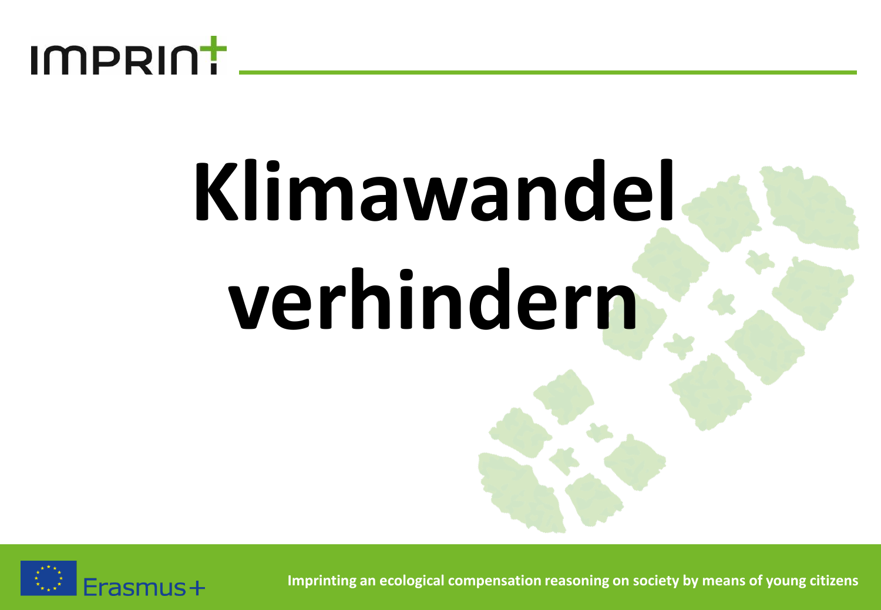# Klimawandel verhindern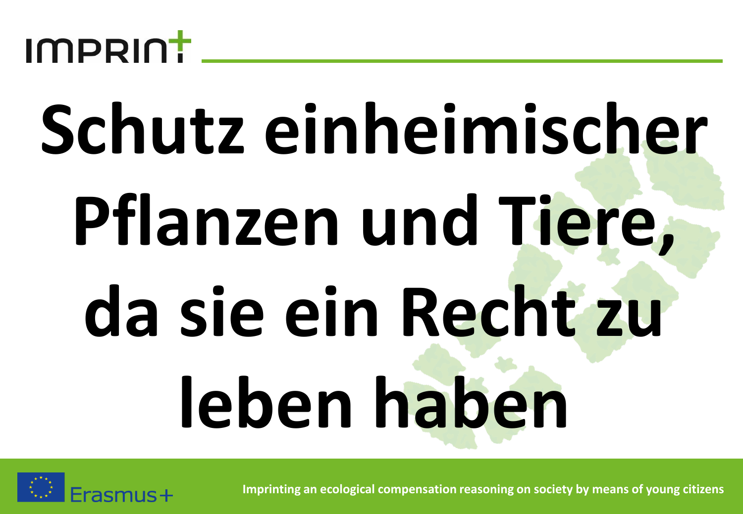# Schutz einheimischer Pflanzen und Tiere, da sie ein Recht zu leben haben